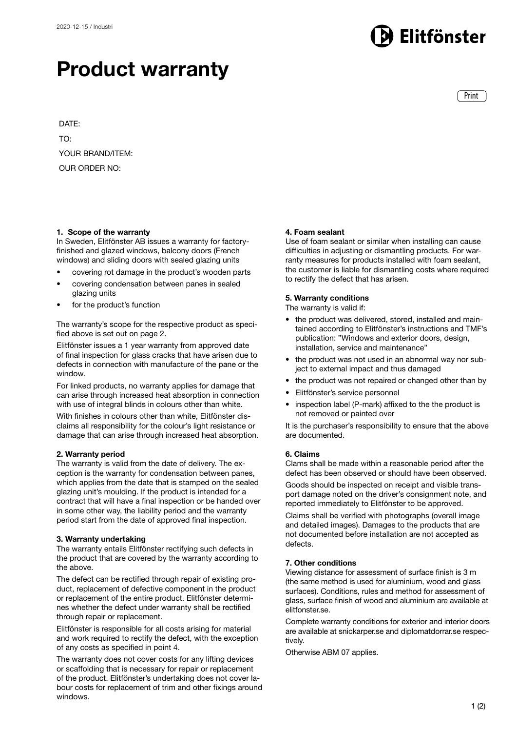2020-12-15 / Industri

# Product warranty

DATE:

TO:

YOUR BRAND/ITEM:

OUR ORDER NO:

### 1. Scope of the warranty

In Sweden, Elitfönster AB issues a warranty for factory-finished and glazed windows, balcony doors (French windows) and sliding doors with sealed glazing units

- covering rot damage in the product's wooden parts
- covering condensation between panes in sealed glazing units
- for the product's function

The warranty's scope for the respective product as specified above is set out on page 2.

Elitfönster issues a 1 year warranty from approved date of final inspection for glass cracks that have arisen due to defects in connection with manufacture of the pane or the window.

For linked products, no warranty applies for damage that can arise through increased heat absorption in connection with use of integral blinds in colours other than white.

With finishes in colours other than white, Elitfönster disclaims all responsibility for the colour's light resistance or damage that can arise through increased heat absorption.

### 2. Warranty period

The warranty is valid from the date of delivery. The exception is the warranty for condensation between panes, which applies from the date that is stamped on the sealed glazing unit's moulding. If the product is intended for a contract that will have a final inspection or be handed over in some other way, the liability period and the warranty period start from the date of approved final inspection.

### 3. Warranty undertaking

The warranty entails Elitfönster rectifying such defects in the product that are covered by the warranty according to the above.

The defect can be rectified through repair of existing product, replacement of defective component in the product or replacement of the entire product. Elitfönster determines whether the defect under warranty shall be rectified through repair or replacement.

Elitfönster is responsible for all costs arising for material and work required to rectify the defect, with the exception of any costs as specified in point 4.

The warranty does not cover costs for any lifting devices or scaffolding that is necessary for repair or replacement of the product. Elitfönster's undertaking does not cover labour costs for replacement of trim and other fixings around windows.

### 4. Foam sealant

Use of foam sealant or similar when installing can cause difficulties in adjusting or dismantling products. For warranty measures for products installed with foam sealant, the customer is liable for dismantling costs where required to rectify the defect that has arisen.

### 5. Warranty conditions

The warranty is valid if:

- the product was delivered, stored, installed and maintained according to Elitfönster's instructions and TMF's publication: "Windows and exterior doors, design, installation, service and maintenance"
- the product was not used in an abnormal way nor subject to external impact and thus damaged
- the product was not repaired or changed other than by
- Elitfönster's service personnel
- inspection label (P-mark) affixed to the the product is not removed or painted over

It is the purchaser's responsibility to ensure that the above are documented.

### 6. Claims

Clams shall be made within a reasonable period after the defect has been observed or should have been observed.

Goods should be inspected on receipt and visible transport damage noted on the driver's consignment note, and reported immediately to Elitfönster to be approved.

Claims shall be verified with photographs (overall image and detailed images). Damages to the products that are not documented before installation are not accepted as defects.

### 7. Other conditions

Viewing distance for assessment of surface finish is 3 m (the same method is used for aluminium, wood and glass surfaces). Conditions, rules and method for assessment of glass, surface finish of wood and aluminium are available at elitfonster.se.

Complete warranty conditions for exterior and interior doors are available at snickarper.se and diplomatdorrar.se respectively.

Otherwise ABM 07 applies.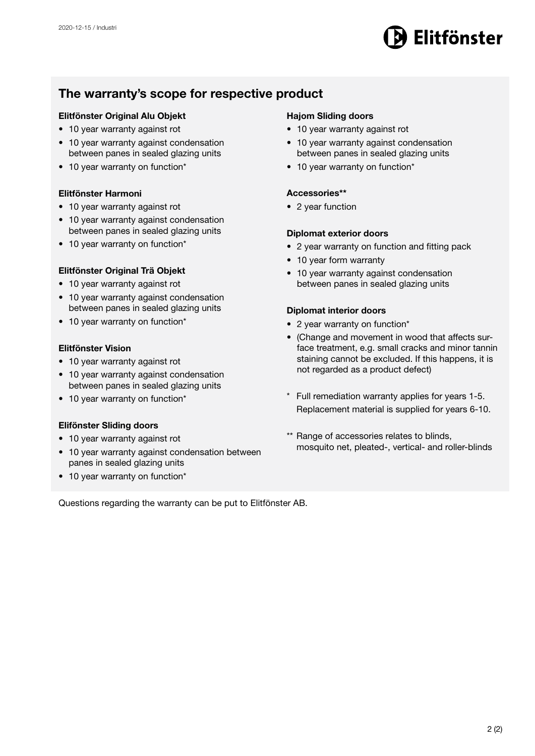## The warranty's scope for respective product

**Elitfönster Original Alu Objekt**

- 10 year warranty against rot
- 10 year warranty against condensation between panes in sealed glazing units
- 10 year warranty on function*

**Elitfönster Harmoni**

- 10 year warranty against rot
- 10 year warranty against condensation between panes in sealed glazing units
- 10 year warranty on function*

**Elitfönster Original Trä Objekt**

- 10 year warranty against rot
- 10 year warranty against condensation between panes in sealed glazing units
- 10 year warranty on function*

**Elitfönster Vision**

- 10 year warranty against rot
- 10 year warranty against condensation between panes in sealed glazing units
- 10 year warranty on function*

**Elifönster Sliding doors**

- 10 year warranty against rot
- 10 year warranty against condensation between panes in sealed glazing units
- 10 year warranty on function*

**Hajom Sliding doors**

- 10 year warranty against rot
- 10 year warranty against condensation between panes in sealed glazing units
- 10 year warranty on function*

**Accessories****

- 2 year function

**Diplomat exterior doors**

- 2 year warranty on function and fitting pack
- 10 year form warranty
- 10 year warranty against condensation between panes in sealed glazing units

**Diplomat interior doors**

- 2 year warranty on function*
- (Change and movement in wood that affects surface treatment, e.g. small cracks and minor tannin staining cannot be excluded. If this happens, it is not regarded as a product defect)

\* Full remediation warranty applies for years 1-5. Replacement material is supplied for years 6-10.

** Range of accessories relates to blinds, mosquito net, pleated-, vertical- and roller-blinds

Questions regarding the warranty can be put to Elitfönster AB.